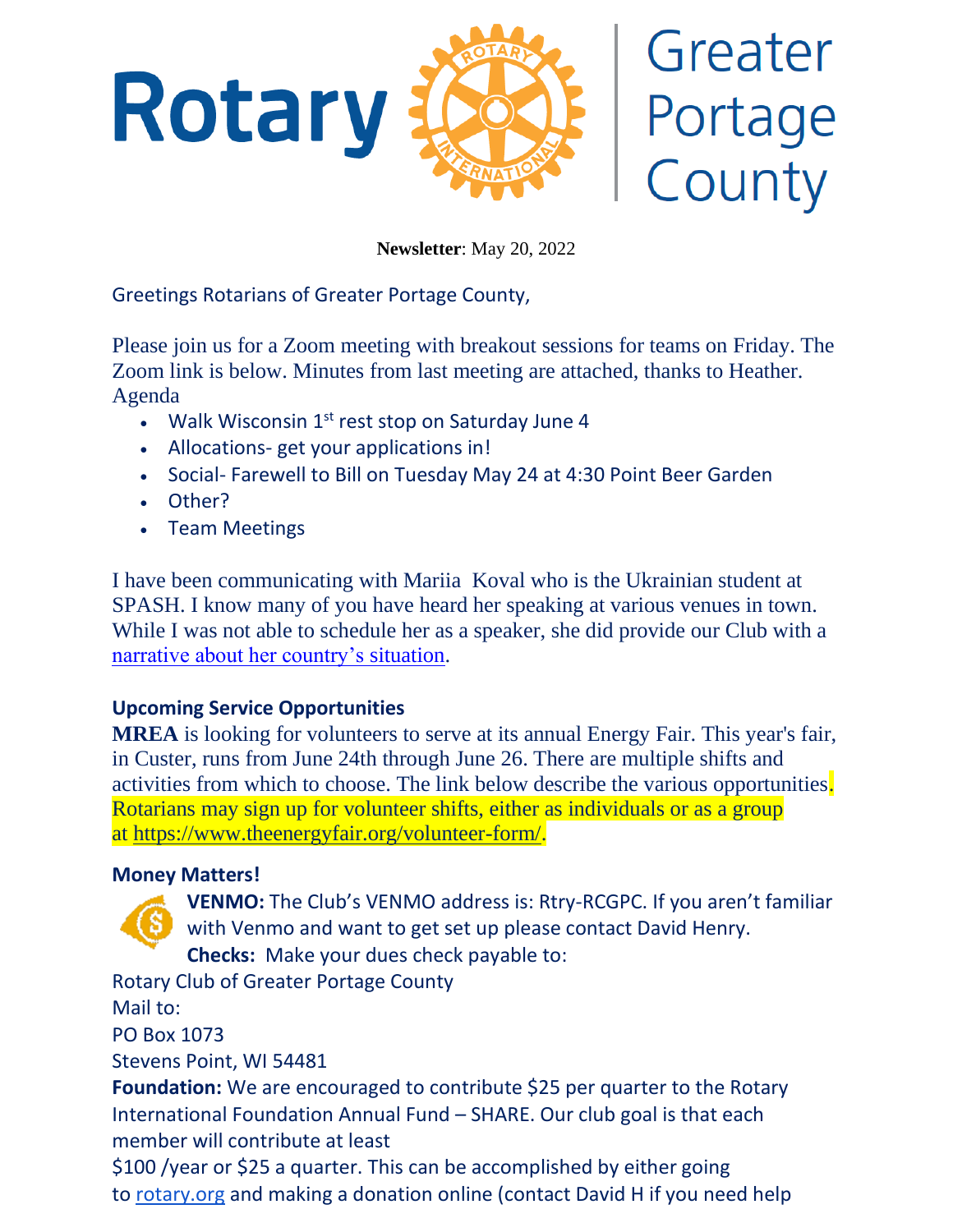Rotary | Greater Portage County

**Newsletter**: May 20, 2022

Greetings Rotarians of Greater Portage County,

Please join us for a Zoom meeting with breakout sessions for teams on Friday. The Zoom link is below. Minutes from last meeting are attached, thanks to Heather.
Agenda

- Walk Wisconsin 1st rest stop on Saturday June 4
- Allocations- get your applications in!
- Social- Farewell to Bill on Tuesday May 24 at 4:30 Point Beer Garden
- Other?
- Team Meetings

I have been communicating with Mariia Koval who is the Ukrainian student at SPASH. I know many of you have heard her speaking at various venues in town. While I was not able to schedule her as a speaker, she did provide our Club with a narrative about her country's situation.

**Upcoming Service Opportunities**

**MREA** is looking for volunteers to serve at its annual Energy Fair. This year's fair, in Custer, runs from June 24th through June 26. There are multiple shifts and activities from which to choose. The link below describe the various opportunities. Rotarians may sign up for volunteer shifts, either as individuals or as a group at https://www.theenergyfair.org/volunteer-form/.

**Money Matters!**

**VENMO:** The Club's VENMO address is: Rtry-RCGPC. If you aren't familiar with Venmo and want to get set up please contact David Henry.

**Checks:** Make your dues check payable to:
Rotary Club of Greater Portage County
Mail to:
PO Box 1073
Stevens Point, WI 54481

**Foundation:** We are encouraged to contribute $25 per quarter to the Rotary International Foundation Annual Fund – SHARE. Our club goal is that each member will contribute at least
$100 /year or $25 a quarter. This can be accomplished by either going to rotary.org and making a donation online (contact David H if you need help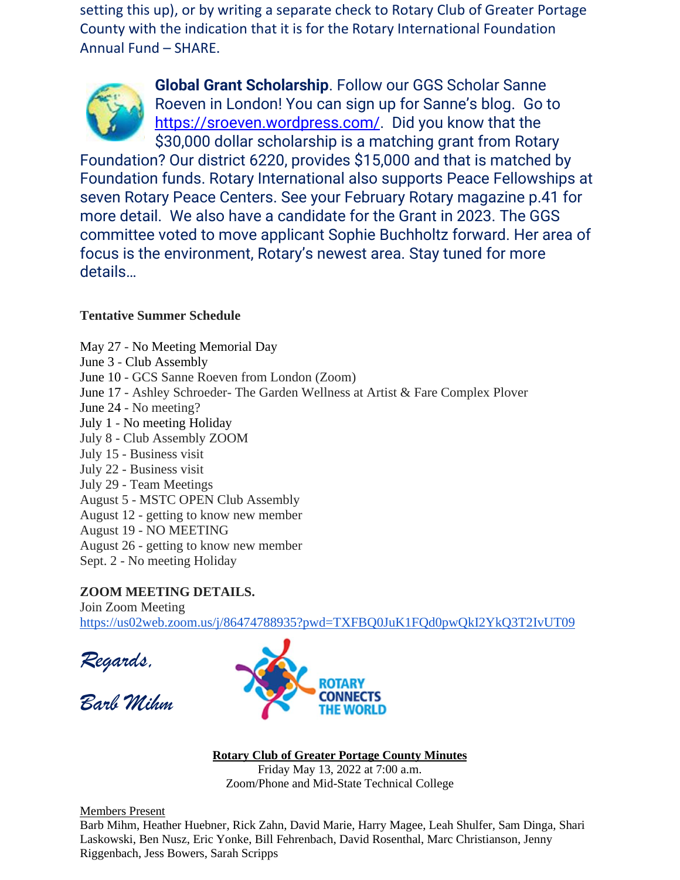setting this up), or by writing a separate check to Rotary Club of Greater Portage County with the indication that it is for the Rotary International Foundation Annual Fund – SHARE.

**Global Grant Scholarship**. Follow our GGS Scholar Sanne Roeven in London! You can sign up for Sanne's blog. Go to https://sroeven.wordpress.com/. Did you know that the $30,000 dollar scholarship is a matching grant from Rotary Foundation? Our district 6220, provides $15,000 and that is matched by Foundation funds. Rotary International also supports Peace Fellowships at seven Rotary Peace Centers. See your February Rotary magazine p.41 for more detail. We also have a candidate for the Grant in 2023. The GGS committee voted to move applicant Sophie Buchholtz forward. Her area of focus is the environment, Rotary's newest area. Stay tuned for more details…

**Tentative Summer Schedule**

May 27 - No Meeting Memorial Day
June 3 - Club Assembly
June 10 - GCS Sanne Roeven from London (Zoom)
June 17 - Ashley Schroeder- The Garden Wellness at Artist & Fare Complex Plover
June 24 - No meeting?
July 1 - No meeting Holiday
July 8 - Club Assembly ZOOM
July 15 - Business visit
July 22 - Business visit
July 29 - Team Meetings
August 5 - MSTC OPEN Club Assembly
August 12 - getting to know new member
August 19 - NO MEETING
August 26 - getting to know new member
Sept. 2 - No meeting Holiday

**ZOOM MEETING DETAILS.**
Join Zoom Meeting
https://us02web.zoom.us/j/86474788935?pwd=TXFBQ0JuK1FQd0pwQkI2YkQ3T2IvUT09

*Regards,*

*Barb Mihm*

ROTARY CONNECTS THE WORLD

**Rotary Club of Greater Portage County Minutes**
Friday May 13, 2022 at 7:00 a.m.
Zoom/Phone and Mid-State Technical College

Members Present
Barb Mihm, Heather Huebner, Rick Zahn, David Marie, Harry Magee, Leah Shulfer, Sam Dinga, Shari Laskowski, Ben Nusz, Eric Yonke, Bill Fehrenbach, David Rosenthal, Marc Christianson, Jenny Riggenbach, Jess Bowers, Sarah Scripps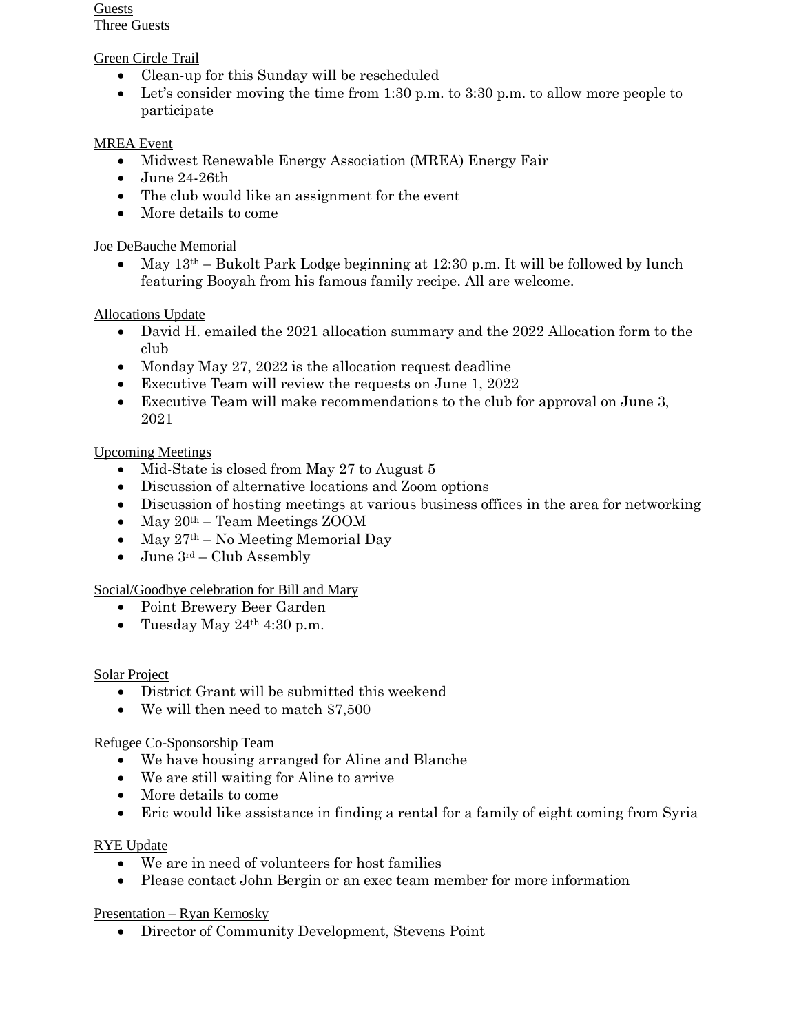Guests

Three Guests

Green Circle Trail

- Clean-up for this Sunday will be rescheduled
- Let's consider moving the time from 1:30 p.m. to 3:30 p.m. to allow more people to participate

MREA Event

- Midwest Renewable Energy Association (MREA) Energy Fair
- June 24-26th
- The club would like an assignment for the event
- More details to come

Joe DeBauche Memorial

- May 13th – Bukolt Park Lodge beginning at 12:30 p.m. It will be followed by lunch featuring Booyah from his famous family recipe. All are welcome.

Allocations Update

- David H. emailed the 2021 allocation summary and the 2022 Allocation form to the club
- Monday May 27, 2022 is the allocation request deadline
- Executive Team will review the requests on June 1, 2022
- Executive Team will make recommendations to the club for approval on June 3, 2021

Upcoming Meetings

- Mid-State is closed from May 27 to August 5
- Discussion of alternative locations and Zoom options
- Discussion of hosting meetings at various business offices in the area for networking
- May 20th – Team Meetings ZOOM
- May 27th – No Meeting Memorial Day
- June 3rd – Club Assembly

Social/Goodbye celebration for Bill and Mary

- Point Brewery Beer Garden
- Tuesday May 24th 4:30 p.m.

Solar Project

- District Grant will be submitted this weekend
- We will then need to match $7,500

Refugee Co-Sponsorship Team

- We have housing arranged for Aline and Blanche
- We are still waiting for Aline to arrive
- More details to come
- Eric would like assistance in finding a rental for a family of eight coming from Syria

RYE Update

- We are in need of volunteers for host families
- Please contact John Bergin or an exec team member for more information

Presentation – Ryan Kernosky

- Director of Community Development, Stevens Point